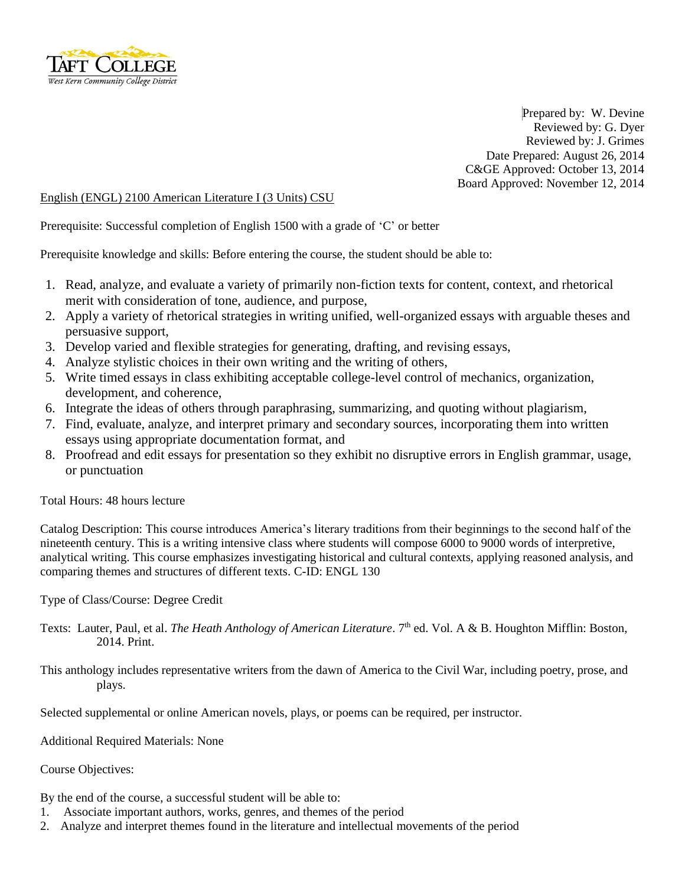Taft College
West Kern Community College District

Prepared by: W. Devine
Reviewed by: G. Dyer
Reviewed by: J. Grimes
Date Prepared: August 26, 2014
C&GE Approved: October 13, 2014
Board Approved: November 12, 2014

English (ENGL) 2100 American Literature I (3 Units) CSU

Prerequisite: Successful completion of English 1500 with a grade of 'C' or better

Prerequisite knowledge and skills: Before entering the course, the student should be able to:

1. Read, analyze, and evaluate a variety of primarily non-fiction texts for content, context, and rhetorical merit with consideration of tone, audience, and purpose,
2. Apply a variety of rhetorical strategies in writing unified, well-organized essays with arguable theses and persuasive support,
3. Develop varied and flexible strategies for generating, drafting, and revising essays,
4. Analyze stylistic choices in their own writing and the writing of others,
5. Write timed essays in class exhibiting acceptable college-level control of mechanics, organization, development, and coherence,
6. Integrate the ideas of others through paraphrasing, summarizing, and quoting without plagiarism,
7. Find, evaluate, analyze, and interpret primary and secondary sources, incorporating them into written essays using appropriate documentation format, and
8. Proofread and edit essays for presentation so they exhibit no disruptive errors in English grammar, usage, or punctuation

Total Hours: 48 hours lecture

Catalog Description: This course introduces America's literary traditions from their beginnings to the second half of the nineteenth century. This is a writing intensive class where students will compose 6000 to 9000 words of interpretive, analytical writing. This course emphasizes investigating historical and cultural contexts, applying reasoned analysis, and comparing themes and structures of different texts. C-ID: ENGL 130

Type of Class/Course: Degree Credit

Texts: Lauter, Paul, et al. *The Heath Anthology of American Literature*. 7th ed. Vol. A & B. Houghton Mifflin: Boston, 2014. Print.

This anthology includes representative writers from the dawn of America to the Civil War, including poetry, prose, and plays.

Selected supplemental or online American novels, plays, or poems can be required, per instructor.

Additional Required Materials: None

Course Objectives:

By the end of the course, a successful student will be able to:

1. Associate important authors, works, genres, and themes of the period
2. Analyze and interpret themes found in the literature and intellectual movements of the period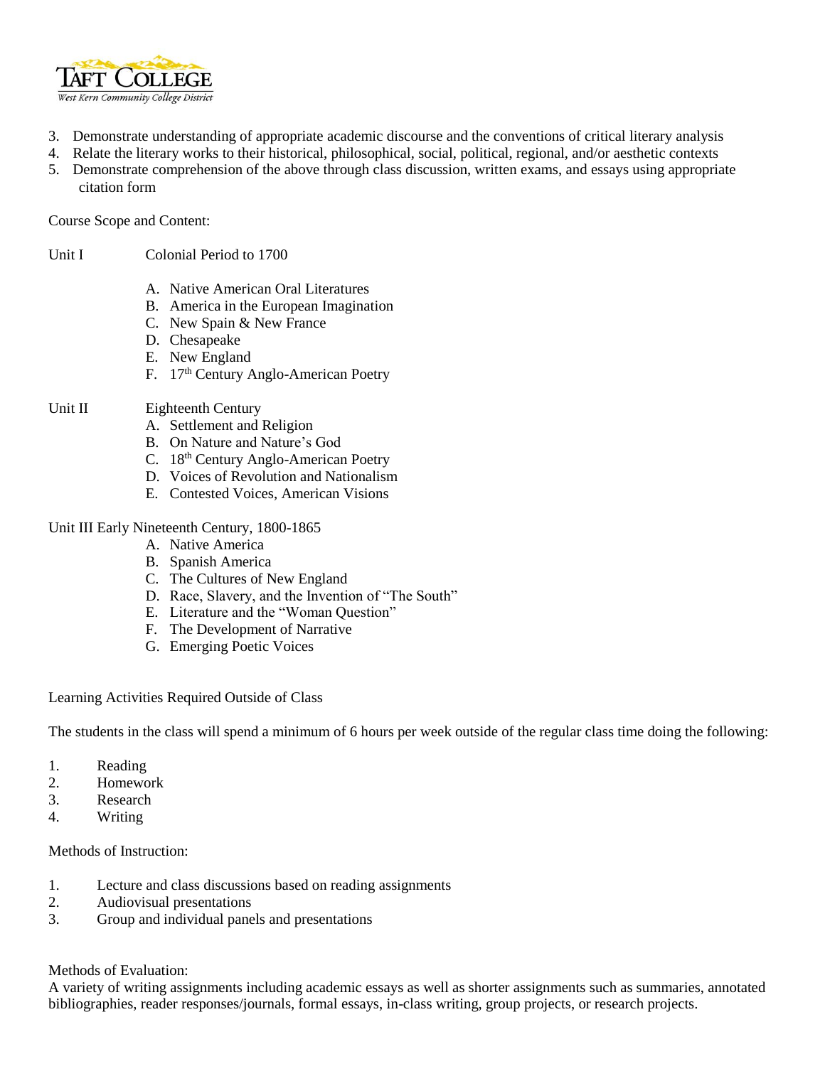3. Demonstrate understanding of appropriate academic discourse and the conventions of critical literary analysis
4. Relate the literary works to their historical, philosophical, social, political, regional, and/or aesthetic contexts
5. Demonstrate comprehension of the above through class discussion, written exams, and essays using appropriate citation form

Course Scope and Content:

Unit I Colonial Period to 1700

A. Native American Oral Literatures
B. America in the European Imagination
C. New Spain & New France
D. Chesapeake
E. New England
F. 17th Century Anglo-American Poetry

Unit II Eighteenth Century

A. Settlement and Religion
B. On Nature and Nature's God
C. 18th Century Anglo-American Poetry
D. Voices of Revolution and Nationalism
E. Contested Voices, American Visions

Unit III Early Nineteenth Century, 1800-1865

A. Native America
B. Spanish America
C. The Cultures of New England
D. Race, Slavery, and the Invention of "The South"
E. Literature and the "Woman Question"
F. The Development of Narrative
G. Emerging Poetic Voices

Learning Activities Required Outside of Class

The students in the class will spend a minimum of 6 hours per week outside of the regular class time doing the following:

1. Reading
2. Homework
3. Research
4. Writing

Methods of Instruction:

1. Lecture and class discussions based on reading assignments
2. Audiovisual presentations
3. Group and individual panels and presentations

Methods of Evaluation:

A variety of writing assignments including academic essays as well as shorter assignments such as summaries, annotated bibliographies, reader responses/journals, formal essays, in-class writing, group projects, or research projects.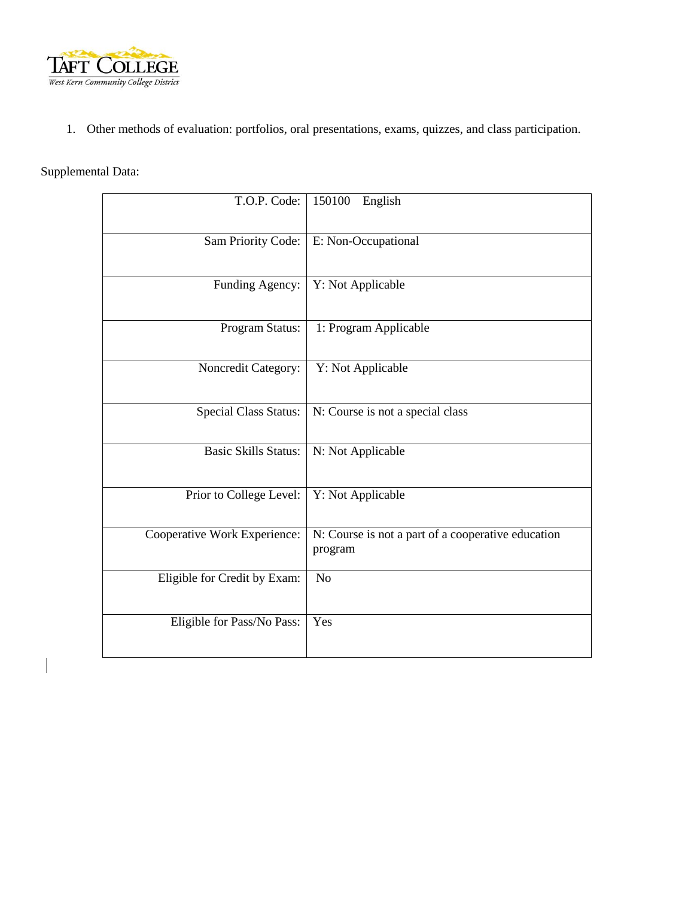1. Other methods of evaluation: portfolios, oral presentations, exams, quizzes, and class participation.

Supplemental Data:

| | |
|---|---|
| T.O.P. Code: | 150100 English |
| Sam Priority Code: | E: Non-Occupational |
| Funding Agency: | Y: Not Applicable |
| Program Status: | 1: Program Applicable |
| Noncredit Category: | Y: Not Applicable |
| Special Class Status: | N: Course is not a special class |
| Basic Skills Status: | N: Not Applicable |
| Prior to College Level: | Y: Not Applicable |
| Cooperative Work Experience: | N: Course is not a part of a cooperative education program |
| Eligible for Credit by Exam: | No |
| Eligible for Pass/No Pass: | Yes |